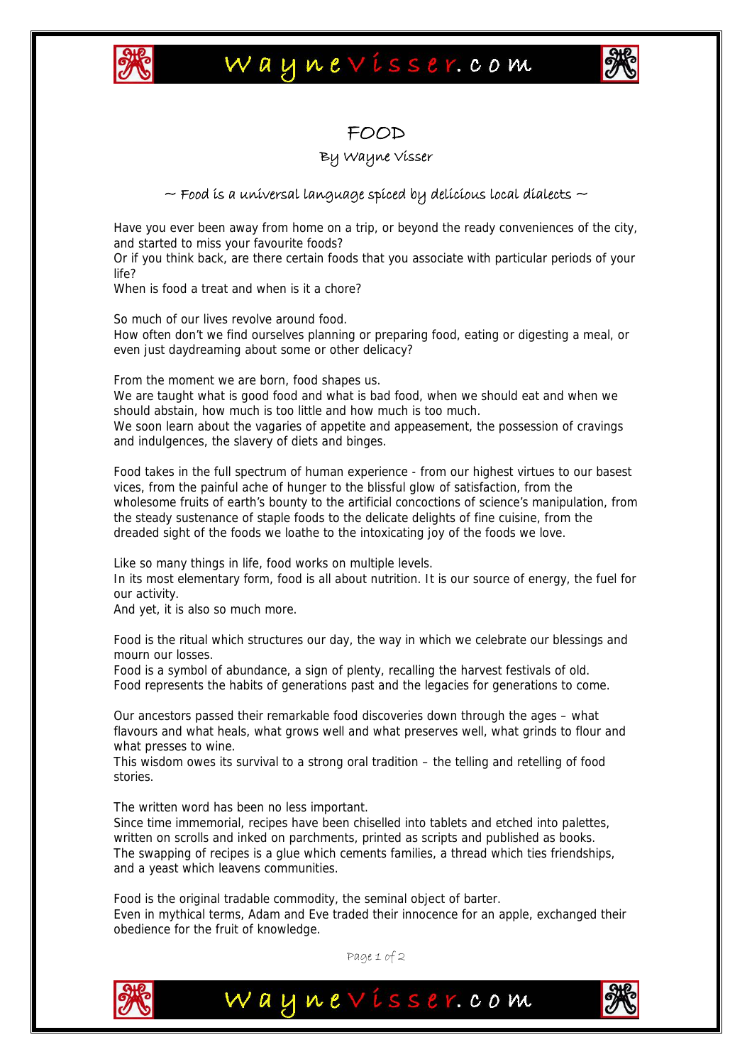# FOOD

By Wayne Visser

~ Food is a universal language spiced by delicious local dialects ~

Have you ever been away from home on a trip, or beyond the ready conveniences of the city, and started to miss your favourite foods?
Or if you think back, are there certain foods that you associate with particular periods of your life?
When is food a treat and when is it a chore?

So much of our lives revolve around food.
How often don't we find ourselves planning or preparing food, eating or digesting a meal, or even just daydreaming about some or other delicacy?

From the moment we are born, food shapes us.
We are taught what is good food and what is bad food, when we should eat and when we should abstain, how much is too little and how much is too much.
We soon learn about the vagaries of appetite and appeasement, the possession of cravings and indulgences, the slavery of diets and binges.

Food takes in the full spectrum of human experience - from our highest virtues to our basest vices, from the painful ache of hunger to the blissful glow of satisfaction, from the wholesome fruits of earth's bounty to the artificial concoctions of science's manipulation, from the steady sustenance of staple foods to the delicate delights of fine cuisine, from the dreaded sight of the foods we loathe to the intoxicating joy of the foods we love.

Like so many things in life, food works on multiple levels.
In its most elementary form, food is all about nutrition. It is our source of energy, the fuel for our activity.
And yet, it is also so much more.

Food is the ritual which structures our day, the way in which we celebrate our blessings and mourn our losses.
Food is a symbol of abundance, a sign of plenty, recalling the harvest festivals of old.
Food represents the habits of generations past and the legacies for generations to come.

Our ancestors passed their remarkable food discoveries down through the ages – what flavours and what heals, what grows well and what preserves well, what grinds to flour and what presses to wine.
This wisdom owes its survival to a strong oral tradition – the telling and retelling of food stories.

The written word has been no less important.
Since time immemorial, recipes have been chiselled into tablets and etched into palettes, written on scrolls and inked on parchments, printed as scripts and published as books.
The swapping of recipes is a glue which cements families, a thread which ties friendships, and a yeast which leavens communities.

Food is the original tradable commodity, the seminal object of barter.
Even in mythical terms, Adam and Eve traded their innocence for an apple, exchanged their obedience for the fruit of knowledge.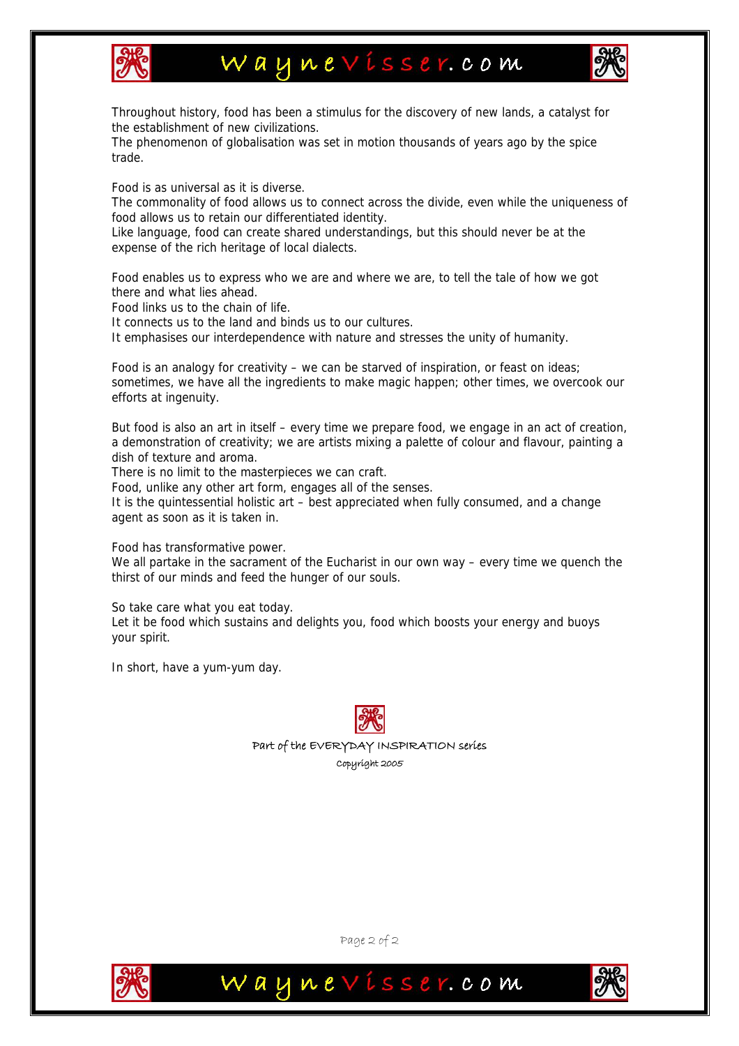Throughout history, food has been a stimulus for the discovery of new lands, a catalyst for the establishment of new civilizations.
The phenomenon of globalisation was set in motion thousands of years ago by the spice trade.

Food is as universal as it is diverse.
The commonality of food allows us to connect across the divide, even while the uniqueness of food allows us to retain our differentiated identity.
Like language, food can create shared understandings, but this should never be at the expense of the rich heritage of local dialects.

Food enables us to express who we are and where we are, to tell the tale of how we got there and what lies ahead.
Food links us to the chain of life.
It connects us to the land and binds us to our cultures.
It emphasises our interdependence with nature and stresses the unity of humanity.

Food is an analogy for creativity – we can be starved of inspiration, or feast on ideas; sometimes, we have all the ingredients to make magic happen; other times, we overcook our efforts at ingenuity.

But food is also an art in itself – every time we prepare food, we engage in an act of creation, a demonstration of creativity; we are artists mixing a palette of colour and flavour, painting a dish of texture and aroma.
There is no limit to the masterpieces we can craft.
Food, unlike any other art form, engages all of the senses.
It is the quintessential holistic art – best appreciated when fully consumed, and a change agent as soon as it is taken in.

Food has transformative power.
We all partake in the sacrament of the Eucharist in our own way – every time we quench the thirst of our minds and feed the hunger of our souls.

So take care what you eat today.
Let it be food which sustains and delights you, food which boosts your energy and buoys your spirit.

In short, have a yum-yum day.

Part of the EVERYDAY INSPIRATION series

Copyright 2005